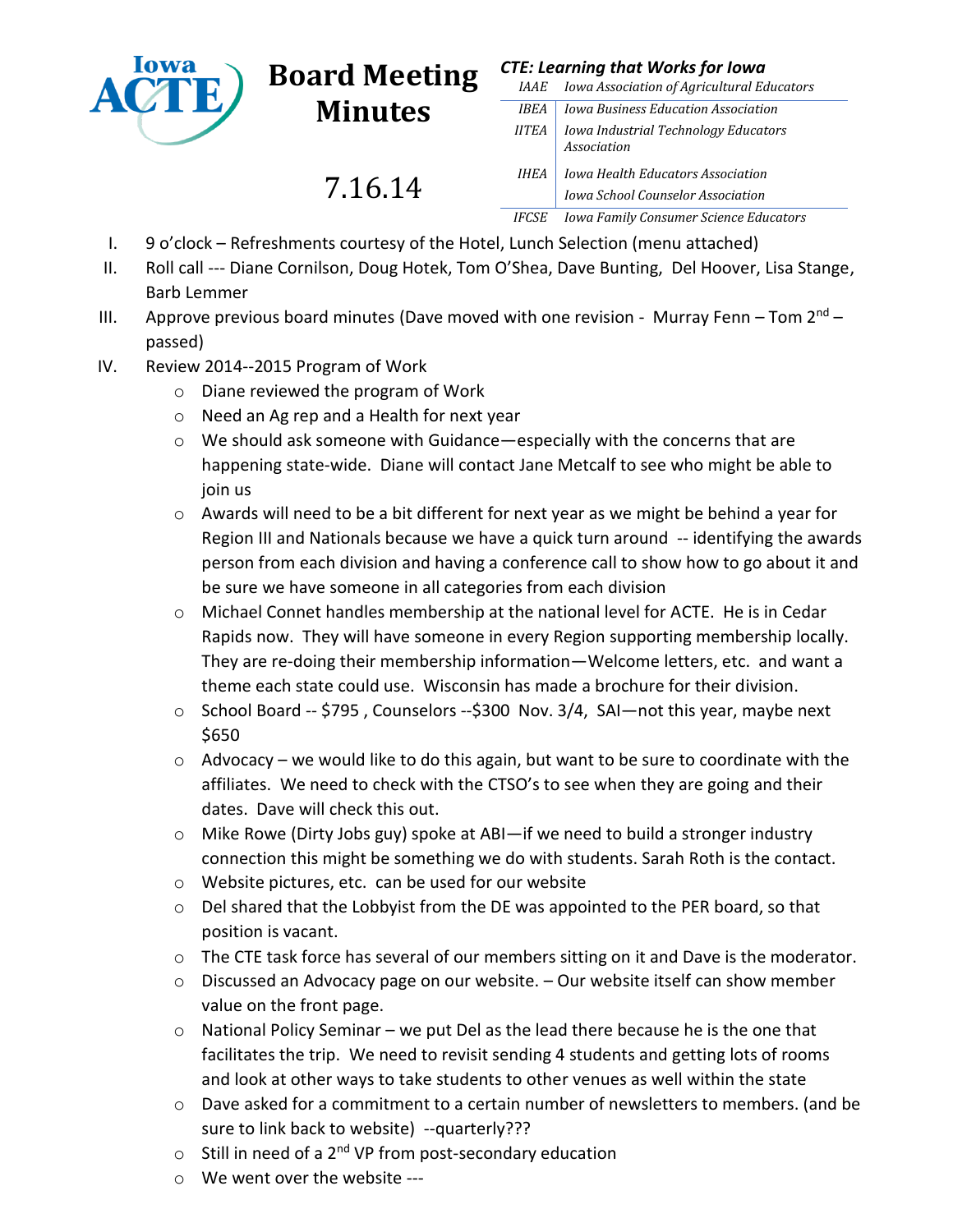Iowa ACTE

# Board Meeting Minutes

## 7.16.14

***CTE: Learning that Works for Iowa***

| | |
|---|---|
| *IAAE* | *Iowa Association of Agricultural Educators* |
| *IBEA* | *Iowa Business Education Association* |
| *IITEA* | *Iowa Industrial Technology Educators Association* |
| *IHEA* | *Iowa Health Educators Association* |
| | *Iowa School Counselor Association* |
| *IFCSE* | *Iowa Family Consumer Science Educators* |

I. 9 o'clock – Refreshments courtesy of the Hotel, Lunch Selection (menu attached)

II. Roll call --- Diane Cornilson, Doug Hotek, Tom O'Shea, Dave Bunting, Del Hoover, Lisa Stange, Barb Lemmer

III. Approve previous board minutes (Dave moved with one revision - Murray Fenn – Tom 2nd – passed)

IV. Review 2014--2015 Program of Work
   - Diane reviewed the program of Work
   - Need an Ag rep and a Health for next year
   - We should ask someone with Guidance—especially with the concerns that are happening state-wide. Diane will contact Jane Metcalf to see who might be able to join us
   - Awards will need to be a bit different for next year as we might be behind a year for Region III and Nationals because we have a quick turn around -- identifying the awards person from each division and having a conference call to show how to go about it and be sure we have someone in all categories from each division
   - Michael Connet handles membership at the national level for ACTE. He is in Cedar Rapids now. They will have someone in every Region supporting membership locally. They are re-doing their membership information—Welcome letters, etc. and want a theme each state could use. Wisconsin has made a brochure for their division.
   - School Board -- $795 , Counselors --$300 Nov. 3/4, SAI—not this year, maybe next $650
   - Advocacy – we would like to do this again, but want to be sure to coordinate with the affiliates. We need to check with the CTSO's to see when they are going and their dates. Dave will check this out.
   - Mike Rowe (Dirty Jobs guy) spoke at ABI—if we need to build a stronger industry connection this might be something we do with students. Sarah Roth is the contact.
   - Website pictures, etc. can be used for our website
   - Del shared that the Lobbyist from the DE was appointed to the PER board, so that position is vacant.
   - The CTE task force has several of our members sitting on it and Dave is the moderator.
   - Discussed an Advocacy page on our website. – Our website itself can show member value on the front page.
   - National Policy Seminar – we put Del as the lead there because he is the one that facilitates the trip. We need to revisit sending 4 students and getting lots of rooms and look at other ways to take students to other venues as well within the state
   - Dave asked for a commitment to a certain number of newsletters to members. (and be sure to link back to website) --quarterly???
   - Still in need of a 2nd VP from post-secondary education
   - We went over the website ---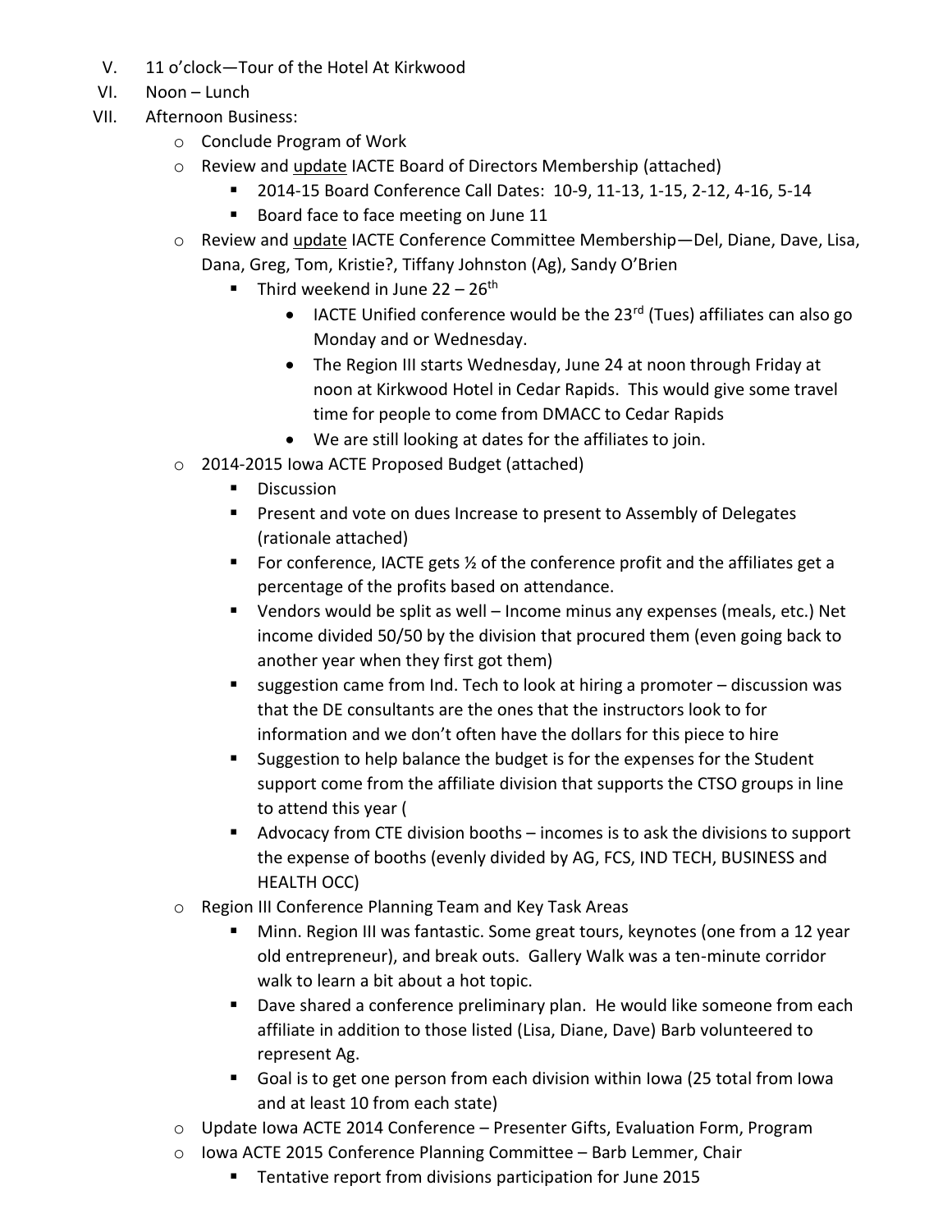V. 11 o'clock—Tour of the Hotel At Kirkwood

VI. Noon – Lunch

VII. Afternoon Business:

- Conclude Program of Work
- Review and <u>update</u> IACTE Board of Directors Membership (attached)
    - 2014-15 Board Conference Call Dates: 10-9, 11-13, 1-15, 2-12, 4-16, 5-14
    - Board face to face meeting on June 11
- Review and <u>update</u> IACTE Conference Committee Membership—Del, Diane, Dave, Lisa, Dana, Greg, Tom, Kristie?, Tiffany Johnston (Ag), Sandy O'Brien
    - Third weekend in June 22 – 26th
        - IACTE Unified conference would be the 23rd (Tues) affiliates can also go Monday and or Wednesday.
        - The Region III starts Wednesday, June 24 at noon through Friday at noon at Kirkwood Hotel in Cedar Rapids. This would give some travel time for people to come from DMACC to Cedar Rapids
        - We are still looking at dates for the affiliates to join.
- 2014-2015 Iowa ACTE Proposed Budget (attached)
    - Discussion
    - Present and vote on dues Increase to present to Assembly of Delegates (rationale attached)
    - For conference, IACTE gets ½ of the conference profit and the affiliates get a percentage of the profits based on attendance.
    - Vendors would be split as well – Income minus any expenses (meals, etc.) Net income divided 50/50 by the division that procured them (even going back to another year when they first got them)
    - suggestion came from Ind. Tech to look at hiring a promoter – discussion was that the DE consultants are the ones that the instructors look to for information and we don't often have the dollars for this piece to hire
    - Suggestion to help balance the budget is for the expenses for the Student support come from the affiliate division that supports the CTSO groups in line to attend this year (
    - Advocacy from CTE division booths – incomes is to ask the divisions to support the expense of booths (evenly divided by AG, FCS, IND TECH, BUSINESS and HEALTH OCC)
- Region III Conference Planning Team and Key Task Areas
    - Minn. Region III was fantastic. Some great tours, keynotes (one from a 12 year old entrepreneur), and break outs. Gallery Walk was a ten-minute corridor walk to learn a bit about a hot topic.
    - Dave shared a conference preliminary plan. He would like someone from each affiliate in addition to those listed (Lisa, Diane, Dave) Barb volunteered to represent Ag.
    - Goal is to get one person from each division within Iowa (25 total from Iowa and at least 10 from each state)
- Update Iowa ACTE 2014 Conference – Presenter Gifts, Evaluation Form, Program
- Iowa ACTE 2015 Conference Planning Committee – Barb Lemmer, Chair
    - Tentative report from divisions participation for June 2015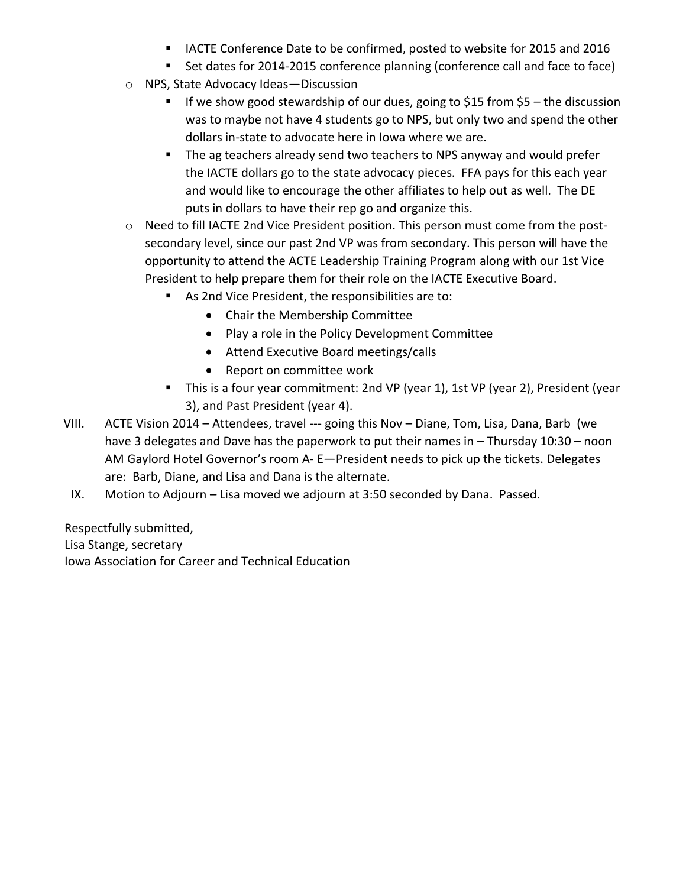- IACTE Conference Date to be confirmed, posted to website for 2015 and 2016
        - Set dates for 2014-2015 conference planning (conference call and face to face)
    - NPS, State Advocacy Ideas—Discussion
        - If we show good stewardship of our dues, going to $15 from $5 – the discussion was to maybe not have 4 students go to NPS, but only two and spend the other dollars in-state to advocate here in Iowa where we are.
        - The ag teachers already send two teachers to NPS anyway and would prefer the IACTE dollars go to the state advocacy pieces. FFA pays for this each year and would like to encourage the other affiliates to help out as well. The DE puts in dollars to have their rep go and organize this.
    - Need to fill IACTE 2nd Vice President position. This person must come from the post-secondary level, since our past 2nd VP was from secondary. This person will have the opportunity to attend the ACTE Leadership Training Program along with our 1st Vice President to help prepare them for their role on the IACTE Executive Board.
        - As 2nd Vice President, the responsibilities are to:
            - Chair the Membership Committee
            - Play a role in the Policy Development Committee
            - Attend Executive Board meetings/calls
            - Report on committee work
        - This is a four year commitment: 2nd VP (year 1), 1st VP (year 2), President (year 3), and Past President (year 4).

VIII. ACTE Vision 2014 – Attendees, travel --- going this Nov – Diane, Tom, Lisa, Dana, Barb (we have 3 delegates and Dave has the paperwork to put their names in – Thursday 10:30 – noon AM Gaylord Hotel Governor's room A- E—President needs to pick up the tickets. Delegates are: Barb, Diane, and Lisa and Dana is the alternate.

IX. Motion to Adjourn – Lisa moved we adjourn at 3:50 seconded by Dana. Passed.

Respectfully submitted,
Lisa Stange, secretary
Iowa Association for Career and Technical Education